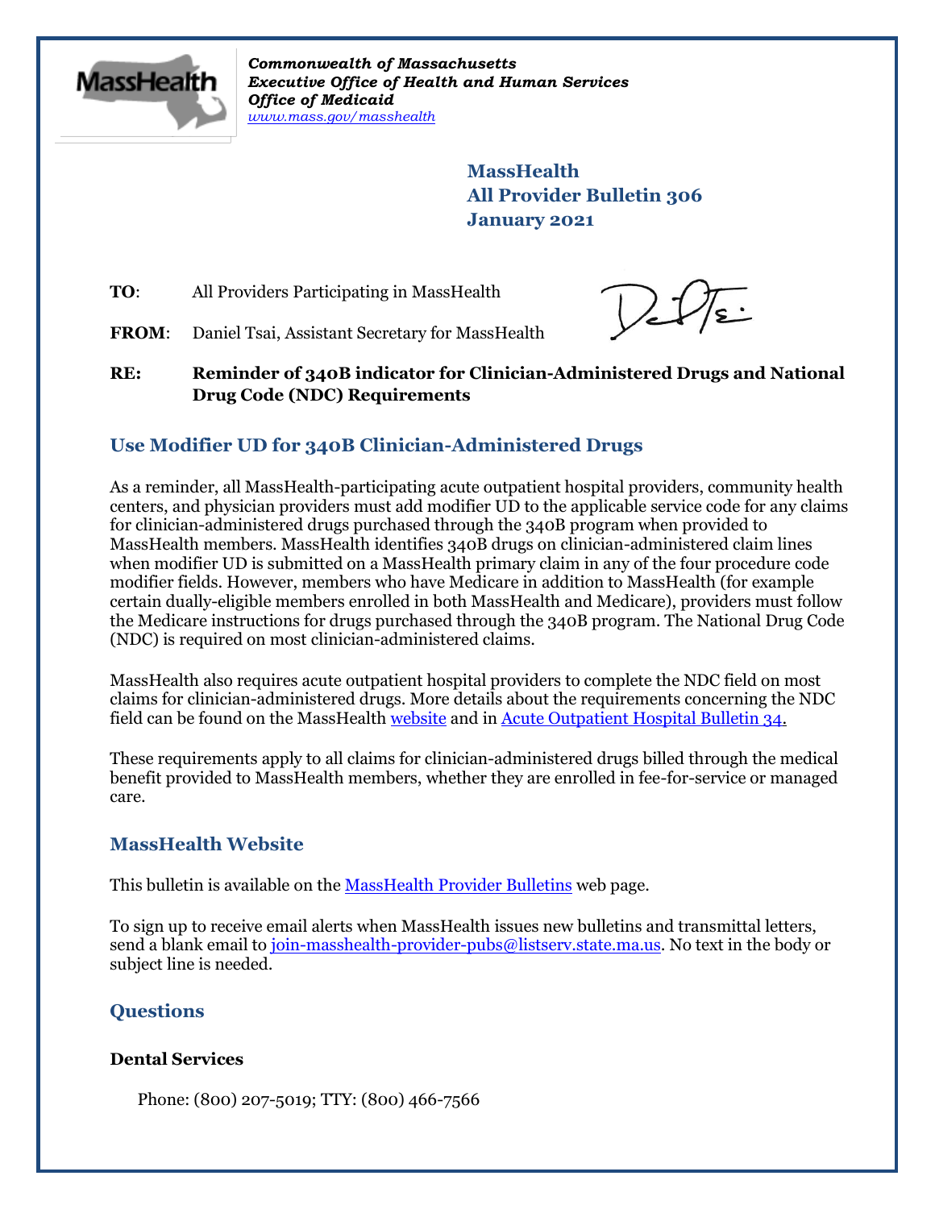Commonwealth of Massachusetts
*Executive Office of Health and Human Services*
*Office of Medicaid*
*www.mass.gov/masshealth*

**MassHealth**
**All Provider Bulletin 306**
**January 2021**

**TO**: All Providers Participating in MassHealth

**FROM**: Daniel Tsai, Assistant Secretary for MassHealth

**RE: Reminder of 340B indicator for Clinician-Administered Drugs and National Drug Code (NDC) Requirements**

## Use Modifier UD for 340B Clinician-Administered Drugs

As a reminder, all MassHealth-participating acute outpatient hospital providers, community health centers, and physician providers must add modifier UD to the applicable service code for any claims for clinician-administered drugs purchased through the 340B program when provided to MassHealth members. MassHealth identifies 340B drugs on clinician-administered claim lines when modifier UD is submitted on a MassHealth primary claim in any of the four procedure code modifier fields. However, members who have Medicare in addition to MassHealth (for example certain dually-eligible members enrolled in both MassHealth and Medicare), providers must follow the Medicare instructions for drugs purchased through the 340B program. The National Drug Code (NDC) is required on most clinician-administered claims.

MassHealth also requires acute outpatient hospital providers to complete the NDC field on most claims for clinician-administered drugs. More details about the requirements concerning the NDC field can be found on the MassHealth website and in Acute Outpatient Hospital Bulletin 34.

These requirements apply to all claims for clinician-administered drugs billed through the medical benefit provided to MassHealth members, whether they are enrolled in fee-for-service or managed care.

## MassHealth Website

This bulletin is available on the MassHealth Provider Bulletins web page.

To sign up to receive email alerts when MassHealth issues new bulletins and transmittal letters, send a blank email to join-masshealth-provider-pubs@listserv.state.ma.us. No text in the body or subject line is needed.

## Questions

### Dental Services

Phone: (800) 207-5019; TTY: (800) 466-7566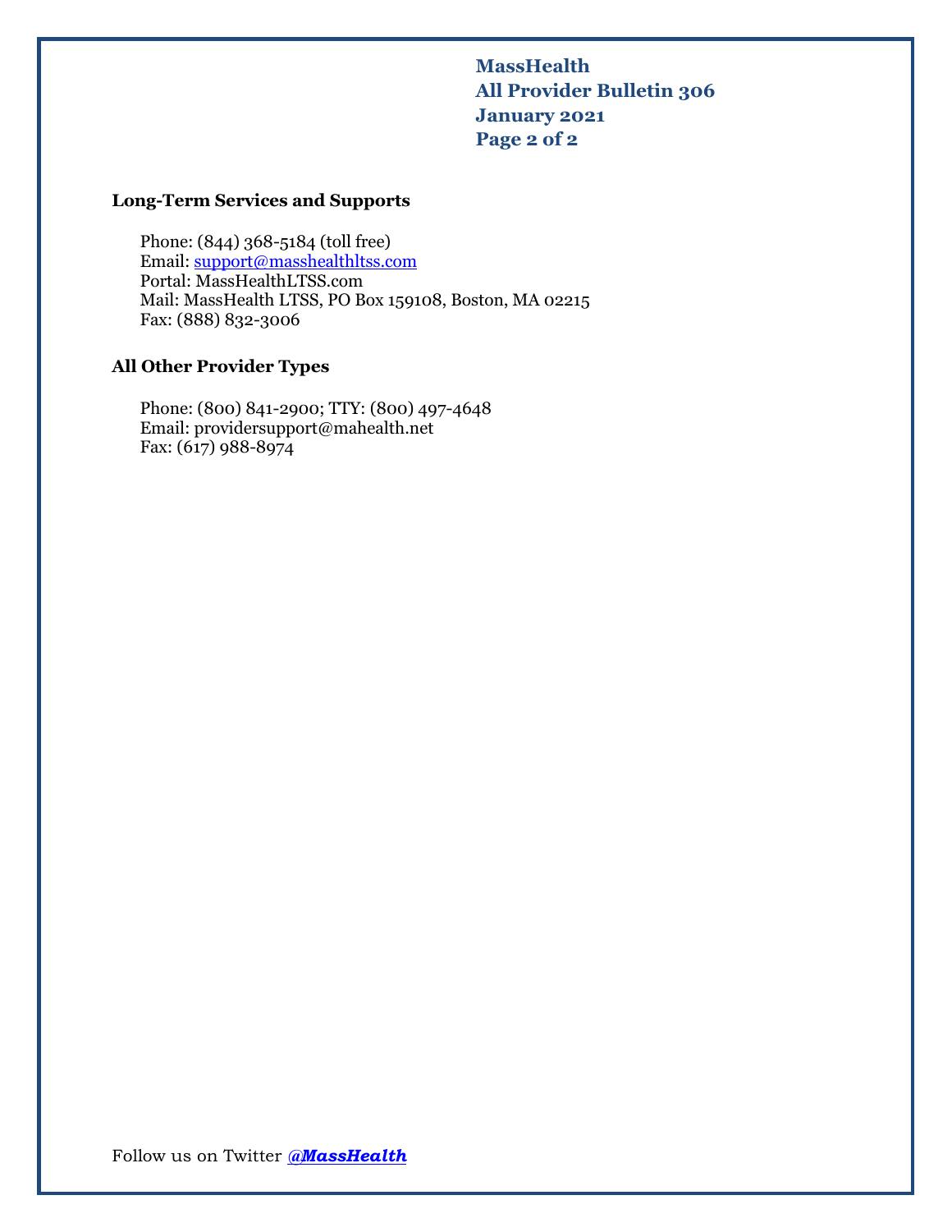## Long-Term Services and Supports

Phone: (844) 368-5184 (toll free)
Email: support@masshealthltss.com
Portal: MassHealthLTSS.com
Mail: MassHealth LTSS, PO Box 159108, Boston, MA 02215
Fax: (888) 832-3006

## All Other Provider Types

Phone: (800) 841-2900; TTY: (800) 497-4648
Email: providersupport@mahealth.net
Fax: (617) 988-8974

Follow us on Twitter ***@MassHealth***